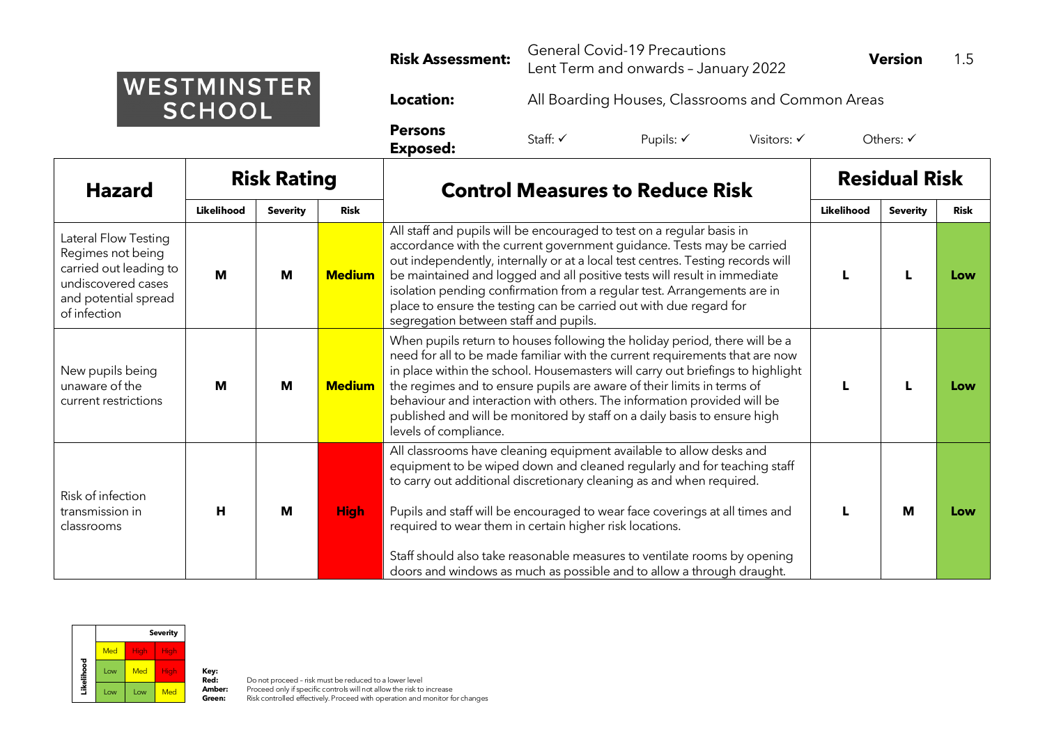WESTMINSTER SCHOOL

**Risk Assessment:** General Covid-19 Precautions
Lent Term and onwards – January 2022

**Version** 1.5

**Location:** All Boarding Houses, Classrooms and Common Areas

**Persons Exposed:** Staff: ✓ Pupils: ✓ Visitors: ✓ Others: ✓

| Hazard | Risk Rating | | | Control Measures to Reduce Risk | Residual Risk | | |
|---|---|---|---|---|---|---|---|
| | **Likelihood** | **Severity** | **Risk** | | **Likelihood** | **Severity** | **Risk** |
| Lateral Flow Testing Regimes not being carried out leading to undiscovered cases and potential spread of infection | **M** | **M** | **Medium** | All staff and pupils will be encouraged to test on a regular basis in accordance with the current government guidance. Tests may be carried out independently, internally or at a local test centres. Testing records will be maintained and logged and all positive tests will result in immediate isolation pending confirmation from a regular test. Arrangements are in place to ensure the testing can be carried out with due regard for segregation between staff and pupils. | **L** | **L** | **Low** |
| New pupils being unaware of the current restrictions | **M** | **M** | **Medium** | When pupils return to houses following the holiday period, there will be a need for all to be made familiar with the current requirements that are now in place within the school. Housemasters will carry out briefings to highlight the regimes and to ensure pupils are aware of their limits in terms of behaviour and interaction with others. The information provided will be published and will be monitored by staff on a daily basis to ensure high levels of compliance. | **L** | **L** | **Low** |
| Risk of infection transmission in classrooms | **H** | **M** | **High** | All classrooms have cleaning equipment available to allow desks and equipment to be wiped down and cleaned regularly and for teaching staff to carry out additional discretionary cleaning as and when required.<br><br>Pupils and staff will be encouraged to wear face coverings at all times and required to wear them in certain higher risk locations.<br><br>Staff should also take reasonable measures to ventilate rooms by opening doors and windows as much as possible and to allow a through draught. | **L** | **M** | **Low** |

| Likelihood \ Severity | | | |
|---|---|---|---|
| | Med | High | High |
| | Low | Med | High |
| | Low | Low | Med |

**Key:**
**Red:** Do not proceed – risk must be reduced to a lower level
**Amber:** Proceed only if specific controls will not allow the risk to increase
**Green:** Risk controlled effectively. Proceed with operation and monitor for changes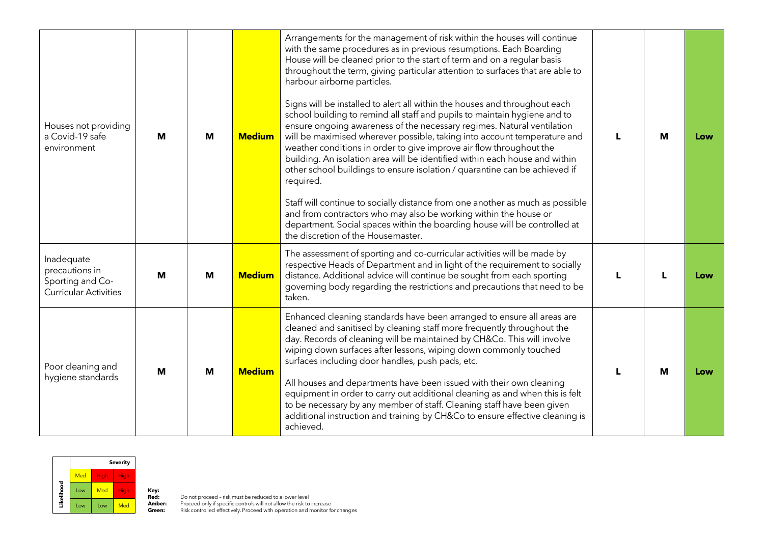| | | | | | | | |
|---|---|---|---|---|---|---|---|
| Houses not providing a Covid-19 safe environment | **M** | **M** | **Medium** | Arrangements for the management of risk within the houses will continue with the same procedures as in previous resumptions. Each Boarding House will be cleaned prior to the start of term and on a regular basis throughout the term, giving particular attention to surfaces that are able to harbour airborne particles.<br><br>Signs will be installed to alert all within the houses and throughout each school building to remind all staff and pupils to maintain hygiene and to ensure ongoing awareness of the necessary regimes. Natural ventilation will be maximised wherever possible, taking into account temperature and weather conditions in order to give improve air flow throughout the building. An isolation area will be identified within each house and within other school buildings to ensure isolation / quarantine can be achieved if required.<br><br>Staff will continue to socially distance from one another as much as possible and from contractors who may also be working within the house or department. Social spaces within the boarding house will be controlled at the discretion of the Housemaster. | **L** | **M** | **Low** |
| Inadequate precautions in Sporting and Co-Curricular Activities | **M** | **M** | **Medium** | The assessment of sporting and co-curricular activities will be made by respective Heads of Department and in light of the requirement to socially distance. Additional advice will continue be sought from each sporting governing body regarding the restrictions and precautions that need to be taken. | **L** | **L** | **Low** |
| Poor cleaning and hygiene standards | **M** | **M** | **Medium** | Enhanced cleaning standards have been arranged to ensure all areas are cleaned and sanitised by cleaning staff more frequently throughout the day. Records of cleaning will be maintained by CH&Co. This will involve wiping down surfaces after lessons, wiping down commonly touched surfaces including door handles, push pads, etc.<br><br>All houses and departments have been issued with their own cleaning equipment in order to carry out additional cleaning as and when this is felt to be necessary by any member of staff. Cleaning staff have been given additional instruction and training by CH&Co to ensure effective cleaning is achieved. | **L** | **M** | **Low** |

| Likelihood | Severity | | |
|---|---|---|---|
| | Med | High | High |
| | Low | Med | High |
| | Low | Low | Med |

**Key:**
**Red:** Do not proceed – risk must be reduced to a lower level
**Amber:** Proceed only if specific controls will not allow the risk to increase
**Green:** Risk controlled effectively. Proceed with operation and monitor for changes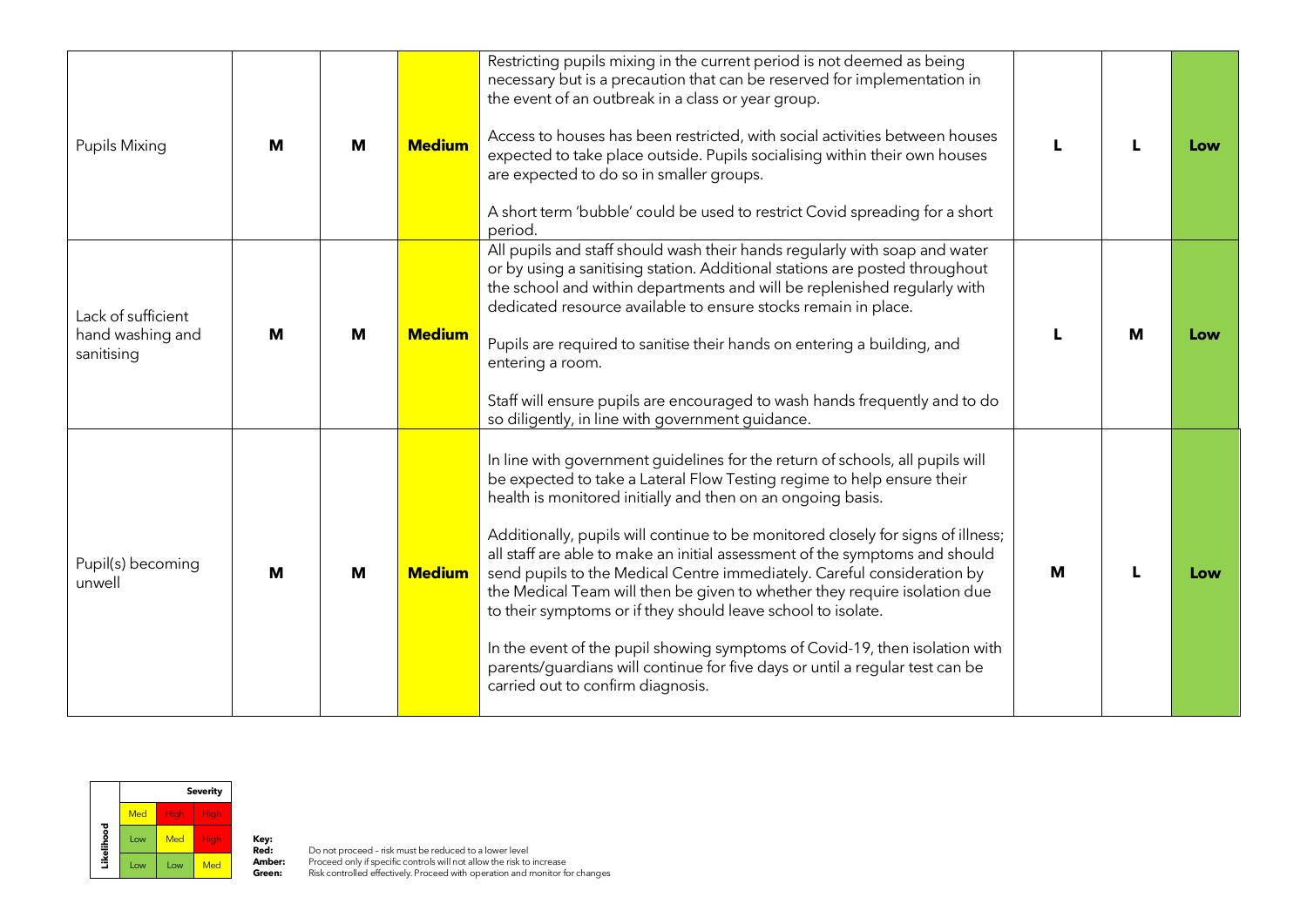| | | | | | | | |
|---|---|---|---|---|---|---|---|
| Pupils Mixing | **M** | **M** | **Medium** | Restricting pupils mixing in the current period is not deemed as being necessary but is a precaution that can be reserved for implementation in the event of an outbreak in a class or year group.<br><br>Access to houses has been restricted, with social activities between houses expected to take place outside. Pupils socialising within their own houses are expected to do so in smaller groups.<br><br>A short term 'bubble' could be used to restrict Covid spreading for a short period. | **L** | **L** | **Low** |
| Lack of sufficient hand washing and sanitising | **M** | **M** | **Medium** | All pupils and staff should wash their hands regularly with soap and water or by using a sanitising station. Additional stations are posted throughout the school and within departments and will be replenished regularly with dedicated resource available to ensure stocks remain in place.<br><br>Pupils are required to sanitise their hands on entering a building, and entering a room.<br><br>Staff will ensure pupils are encouraged to wash hands frequently and to do so diligently, in line with government guidance. | **L** | **M** | **Low** |
| Pupil(s) becoming unwell | **M** | **M** | **Medium** | In line with government guidelines for the return of schools, all pupils will be expected to take a Lateral Flow Testing regime to help ensure their health is monitored initially and then on an ongoing basis.<br><br>Additionally, pupils will continue to be monitored closely for signs of illness; all staff are able to make an initial assessment of the symptoms and should send pupils to the Medical Centre immediately. Careful consideration by the Medical Team will then be given to whether they require isolation due to their symptoms or if they should leave school to isolate.<br><br>In the event of the pupil showing symptoms of Covid-19, then isolation with parents/guardians will continue for five days or until a regular test can be carried out to confirm diagnosis. | **M** | **L** | **Low** |

| | Severity | | |
|---|---|---|---|
| **Likelihood** | Med | High | High |
| | Low | Med | High |
| | Low | Low | Med |

**Key:**
**Red:** Do not proceed – risk must be reduced to a lower level
**Amber:** Proceed only if specific controls will not allow the risk to increase
**Green:** Risk controlled effectively. Proceed with operation and monitor for changes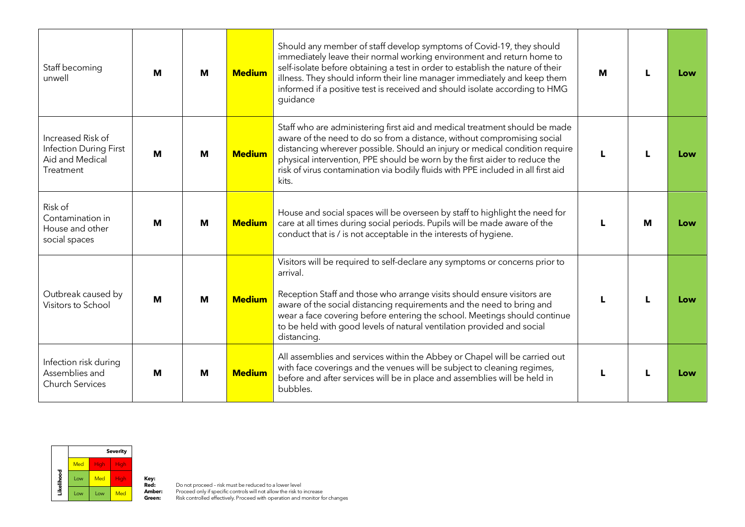| | | | | | | | |
|---|---|---|---|---|---|---|---|
| Staff becoming unwell | **M** | **M** | **Medium** | Should any member of staff develop symptoms of Covid-19, they should immediately leave their normal working environment and return home to self-isolate before obtaining a test in order to establish the nature of their illness. They should inform their line manager immediately and keep them informed if a positive test is received and should isolate according to HMG guidance | **M** | **L** | **Low** |
| Increased Risk of Infection During First Aid and Medical Treatment | **M** | **M** | **Medium** | Staff who are administering first aid and medical treatment should be made aware of the need to do so from a distance, without compromising social distancing wherever possible. Should an injury or medical condition require physical intervention, PPE should be worn by the first aider to reduce the risk of virus contamination via bodily fluids with PPE included in all first aid kits. | **L** | **L** | **Low** |
| Risk of Contamination in House and other social spaces | **M** | **M** | **Medium** | House and social spaces will be overseen by staff to highlight the need for care at all times during social periods. Pupils will be made aware of the conduct that is / is not acceptable in the interests of hygiene. | **L** | **M** | **Low** |
| Outbreak caused by Visitors to School | **M** | **M** | **Medium** | Visitors will be required to self-declare any symptoms or concerns prior to arrival.<br><br>Reception Staff and those who arrange visits should ensure visitors are aware of the social distancing requirements and the need to bring and wear a face covering before entering the school. Meetings should continue to be held with good levels of natural ventilation provided and social distancing. | **L** | **L** | **Low** |
| Infection risk during Assemblies and Church Services | **M** | **M** | **Medium** | All assemblies and services within the Abbey or Chapel will be carried out with face coverings and the venues will be subject to cleaning regimes, before and after services will be in place and assemblies will be held in bubbles. | **L** | **L** | **Low** |

| Likelihood | Severity | | |
|---|---|---|---|
| | Med | High | High |
| | Low | Med | High |
| | Low | Low | Med |

**Key:**
**Red:** Do not proceed – risk must be reduced to a lower level
**Amber:** Proceed only if specific controls will not allow the risk to increase
**Green:** Risk controlled effectively. Proceed with operation and monitor for changes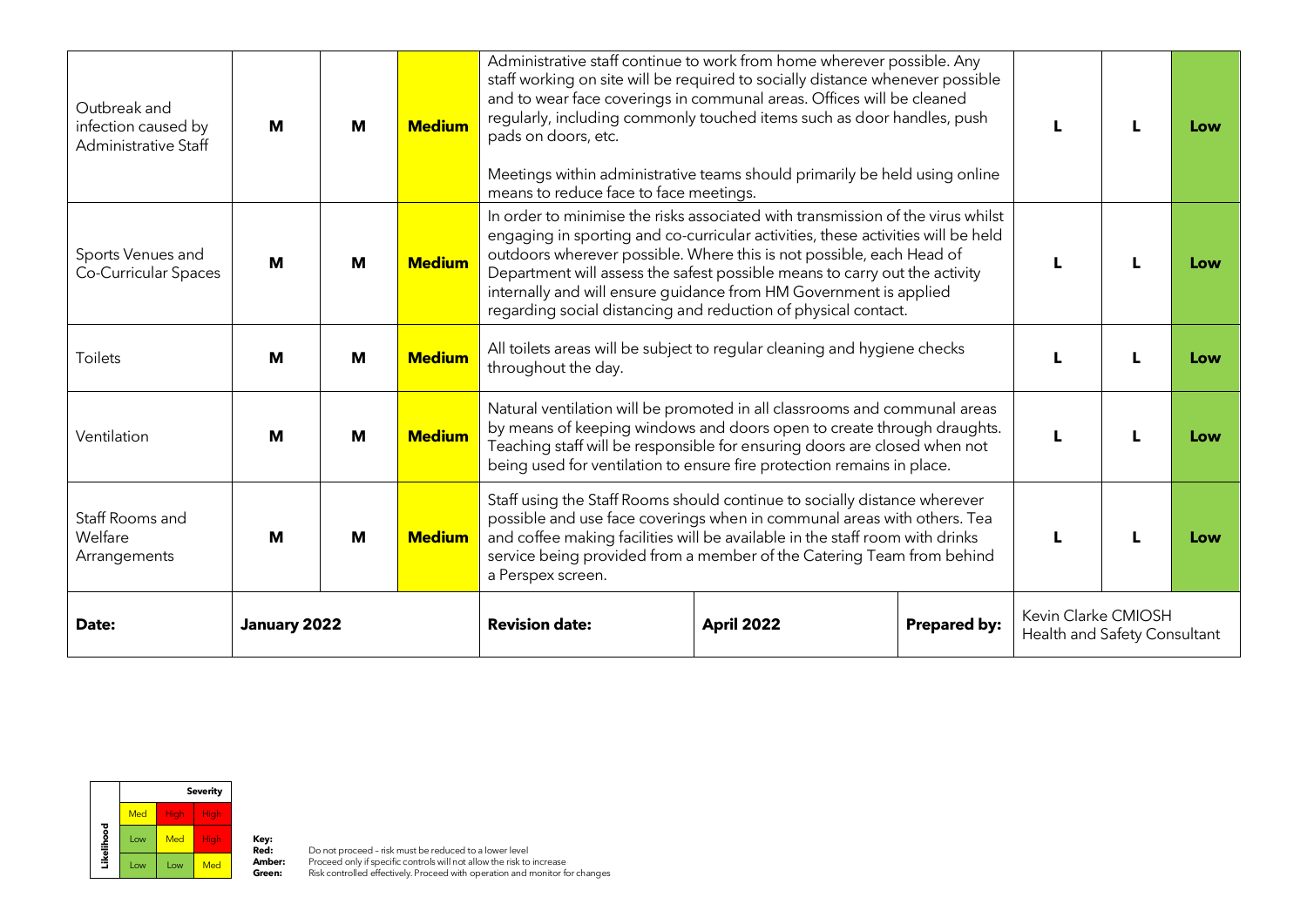| | | | | | | | |
|---|---|---|---|---|---|---|---|
| Outbreak and infection caused by Administrative Staff | M | M | **Medium** | Administrative staff continue to work from home wherever possible. Any staff working on site will be required to socially distance whenever possible and to wear face coverings in communal areas. Offices will be cleaned regularly, including commonly touched items such as door handles, push pads on doors, etc.<br><br>Meetings within administrative teams should primarily be held using online means to reduce face to face meetings. | L | L | **Low** |
| Sports Venues and Co-Curricular Spaces | M | M | **Medium** | In order to minimise the risks associated with transmission of the virus whilst engaging in sporting and co-curricular activities, these activities will be held outdoors wherever possible. Where this is not possible, each Head of Department will assess the safest possible means to carry out the activity internally and will ensure guidance from HM Government is applied regarding social distancing and reduction of physical contact. | L | L | **Low** |
| Toilets | M | M | **Medium** | All toilets areas will be subject to regular cleaning and hygiene checks throughout the day. | L | L | **Low** |
| Ventilation | M | M | **Medium** | Natural ventilation will be promoted in all classrooms and communal areas by means of keeping windows and doors open to create through draughts. Teaching staff will be responsible for ensuring doors are closed when not being used for ventilation to ensure fire protection remains in place. | L | L | **Low** |
| Staff Rooms and Welfare Arrangements | M | M | **Medium** | Staff using the Staff Rooms should continue to socially distance wherever possible and use face coverings when in communal areas with others. Tea and coffee making facilities will be available in the staff room with drinks service being provided from a member of the Catering Team from behind a Perspex screen. | L | L | **Low** |

| | | | | | |
|---|---|---|---|---|---|
| **Date:** | **January 2022** | **Revision date:** | **April 2022** | **Prepared by:** | Kevin Clarke CMIOSH Health and Safety Consultant |

| Likelihood | | Severity | |
|---|---|---|---|
| | Med | High | High |
| | Low | Med | High |
| | Low | Low | Med |

**Key:**
**Red:** Do not proceed – risk must be reduced to a lower level
**Amber:** Proceed only if specific controls will not allow the risk to increase
**Green:** Risk controlled effectively. Proceed with operation and monitor for changes